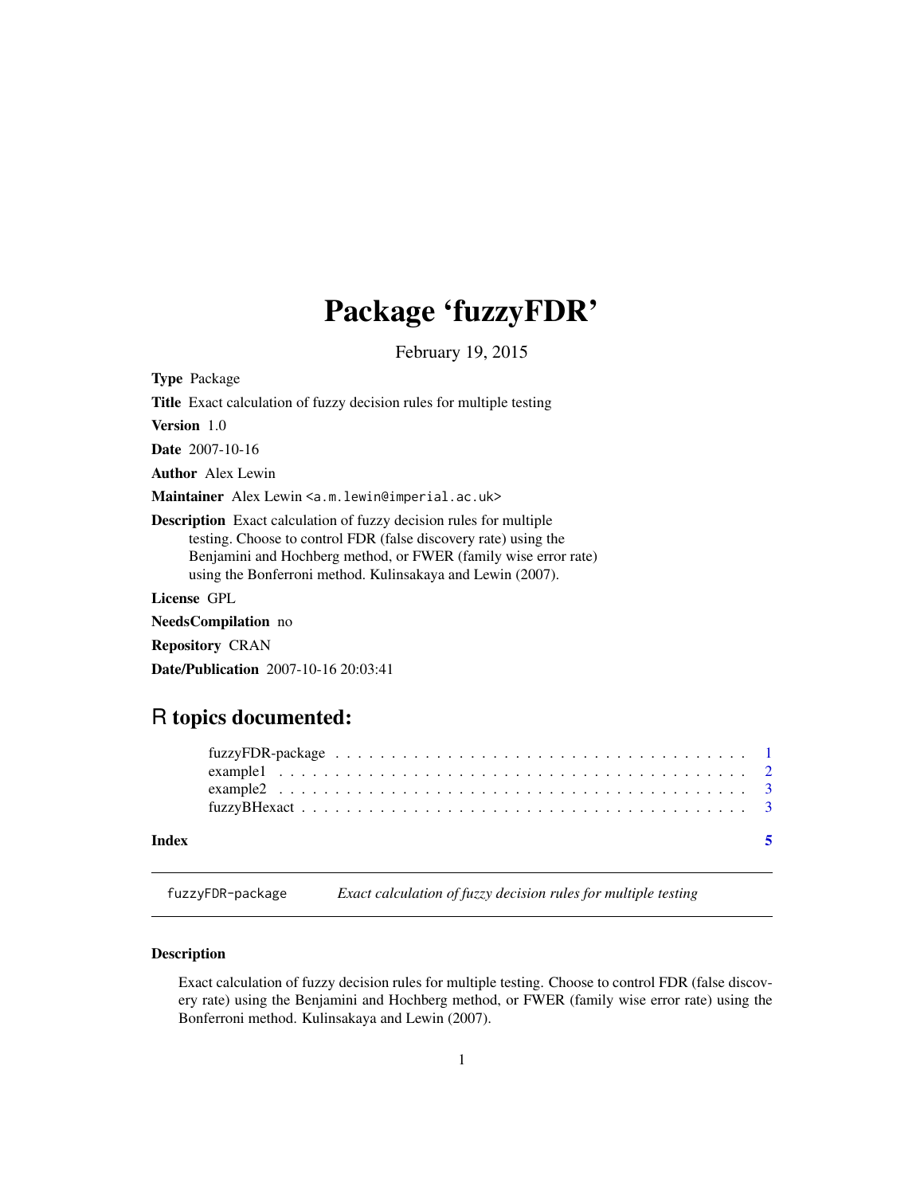# Package 'fuzzyFDR'

February 19, 2015

**Type** Package

**Title** Exact calculation of fuzzy decision rules for multiple testing

**Version** 1.0

**Date** 2007-10-16

**Author** Alex Lewin

**Maintainer** Alex Lewin <a.m.lewin@imperial.ac.uk>

**Description** Exact calculation of fuzzy decision rules for multiple testing. Choose to control FDR (false discovery rate) using the Benjamini and Hochberg method, or FWER (family wise error rate) using the Bonferroni method. Kulinsakaya and Lewin (2007).

**License** GPL

**NeedsCompilation** no

**Repository** CRAN

**Date/Publication** 2007-10-16 20:03:41

## R topics documented:

| | |
|---|---|
| fuzzyFDR-package | 1 |
| example1 | 2 |
| example2 | 3 |
| fuzzyBHexact | 3 |
| **Index** | **5** |

---

`fuzzyFDR-package` *Exact calculation of fuzzy decision rules for multiple testing*

---

### Description

Exact calculation of fuzzy decision rules for multiple testing. Choose to control FDR (false discovery rate) using the Benjamini and Hochberg method, or FWER (family wise error rate) using the Bonferroni method. Kulinsakaya and Lewin (2007).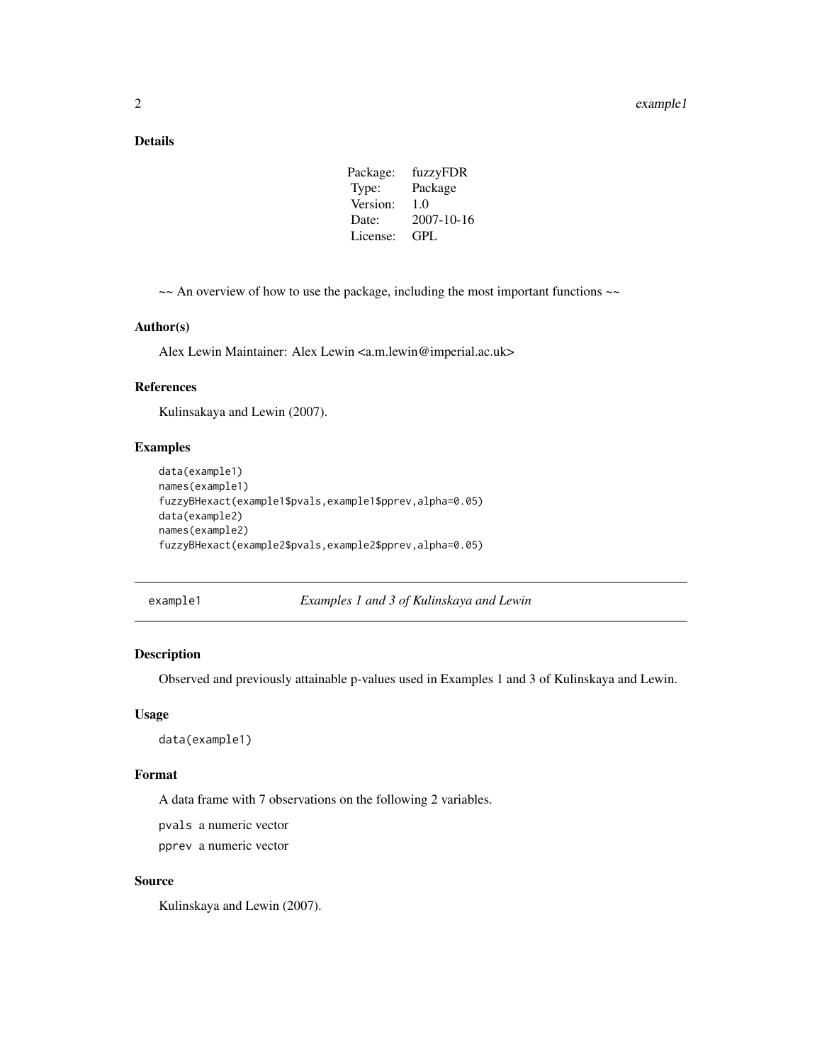### Details

| Package: | fuzzyFDR |
|---|---|
| Type: | Package |
| Version: | 1.0 |
| Date: | 2007-10-16 |
| License: | GPL |

~~ An overview of how to use the package, including the most important functions ~~

### Author(s)

Alex Lewin Maintainer: Alex Lewin <a.m.lewin@imperial.ac.uk>

### References

Kulinsakaya and Lewin (2007).

### Examples

```
data(example1)
names(example1)
fuzzyBHexact(example1$pvals,example1$pprev,alpha=0.05)
data(example2)
names(example2)
fuzzyBHexact(example2$pvals,example2$pprev,alpha=0.05)
```

---

## example1 *Examples 1 and 3 of Kulinskaya and Lewin*

### Description

Observed and previously attainable p-values used in Examples 1 and 3 of Kulinskaya and Lewin.

### Usage

```
data(example1)
```

### Format

A data frame with 7 observations on the following 2 variables.

`pvals` a numeric vector

`pprev` a numeric vector

### Source

Kulinskaya and Lewin (2007).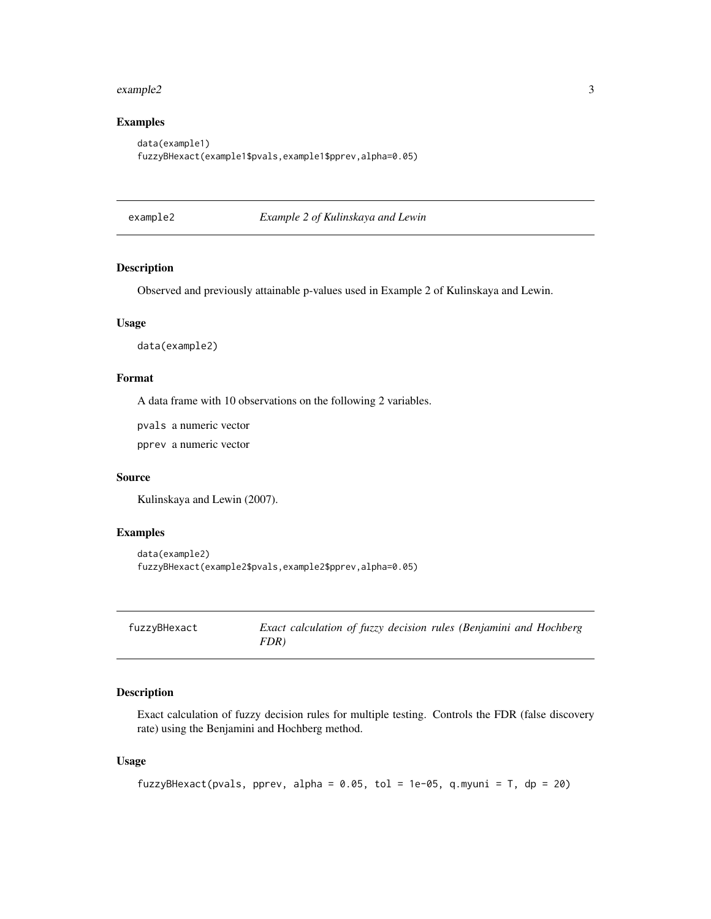## Examples

```
data(example1)
fuzzyBHexact(example1$pvals,example1$pprev,alpha=0.05)
```

---

# example2 — *Example 2 of Kulinskaya and Lewin*

## Description

Observed and previously attainable p-values used in Example 2 of Kulinskaya and Lewin.

## Usage

```
data(example2)
```

## Format

A data frame with 10 observations on the following 2 variables.

`pvals` a numeric vector

`pprev` a numeric vector

## Source

Kulinskaya and Lewin (2007).

## Examples

```
data(example2)
fuzzyBHexact(example2$pvals,example2$pprev,alpha=0.05)
```

---

# fuzzyBHexact — *Exact calculation of fuzzy decision rules (Benjamini and Hochberg FDR)*

## Description

Exact calculation of fuzzy decision rules for multiple testing. Controls the FDR (false discovery rate) using the Benjamini and Hochberg method.

## Usage

```
fuzzyBHexact(pvals, pprev, alpha = 0.05, tol = 1e-05, q.myuni = T, dp = 20)
```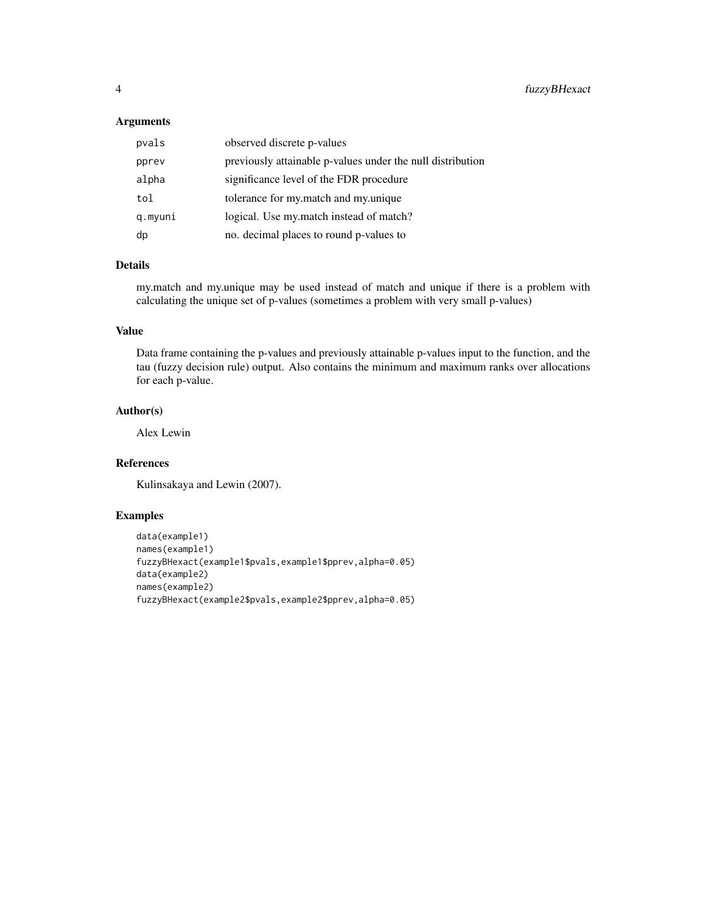## Arguments

| | |
|---|---|
| `pvals` | observed discrete p-values |
| `pprev` | previously attainable p-values under the null distribution |
| `alpha` | significance level of the FDR procedure |
| `tol` | tolerance for my.match and my.unique |
| `q.myuni` | logical. Use my.match instead of match? |
| `dp` | no. decimal places to round p-values to |

## Details

my.match and my.unique may be used instead of match and unique if there is a problem with calculating the unique set of p-values (sometimes a problem with very small p-values)

## Value

Data frame containing the p-values and previously attainable p-values input to the function, and the tau (fuzzy decision rule) output. Also contains the minimum and maximum ranks over allocations for each p-value.

## Author(s)

Alex Lewin

## References

Kulinsakaya and Lewin (2007).

## Examples

```
data(example1)
names(example1)
fuzzyBHexact(example1$pvals,example1$pprev,alpha=0.05)
data(example2)
names(example2)
fuzzyBHexact(example2$pvals,example2$pprev,alpha=0.05)
```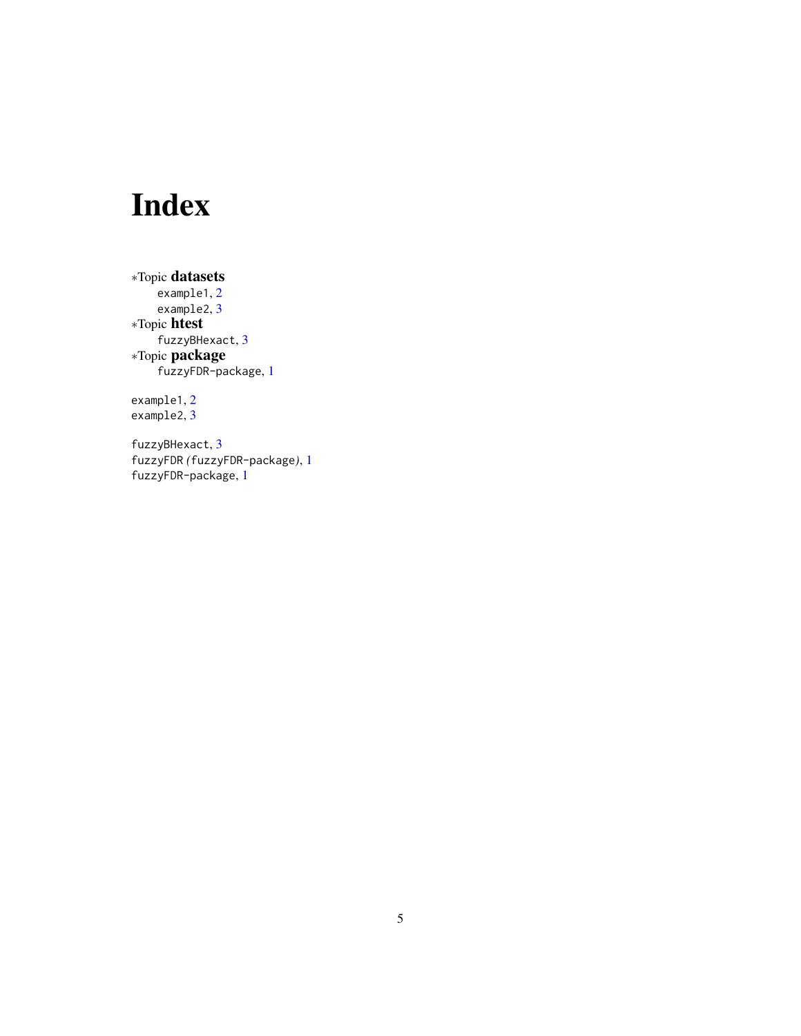# Index

∗Topic **datasets**
    example1, 2
    example2, 3
∗Topic **htest**
    fuzzyBHexact, 3
∗Topic **package**
    fuzzyFDR-package, 1

example1, 2
example2, 3

fuzzyBHexact, 3
fuzzyFDR *(*fuzzyFDR-package*)*, 1
fuzzyFDR-package, 1